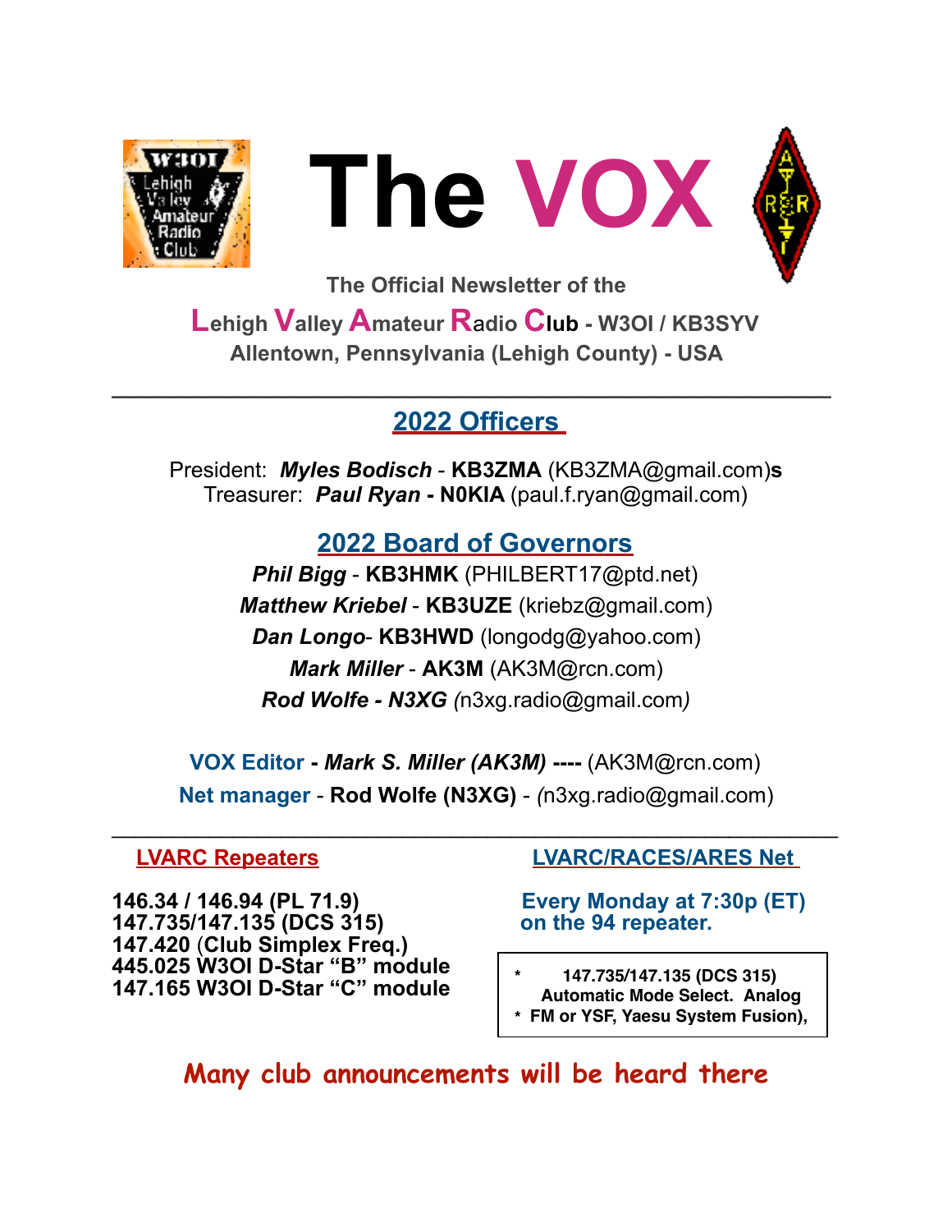# The VOX

The Official Newsletter of the

**Lehigh Valley Amateur Radio Club - W3OI / KB3SYV**

**Allentown, Pennsylvania (Lehigh County) - USA**

---

## 2022 Officers

President: ***Myles Bodisch*** - **KB3ZMA** (KB3ZMA@gmail.com)**s**
Treasurer: ***Paul Ryan*** **- N0KIA** (paul.f.ryan@gmail.com)

## 2022 Board of Governors

***Phil Bigg*** - **KB3HMK** (PHILBERT17@ptd.net)
***Matthew Kriebel*** - **KB3UZE** (kriebz@gmail.com)
***Dan Longo***- **KB3HWD** (longodg@yahoo.com)
***Mark Miller*** - **AK3M** (AK3M@rcn.com)
***Rod Wolfe - N3XG*** *(*n3xg.radio@gmail.com*)*

**VOX Editor** - ***Mark S. Miller (AK3M)*** **----** (AK3M@rcn.com)
**Net manager** - **Rod Wolfe (N3XG)** - *(*n3xg.radio@gmail.com)

---

### LVARC Repeaters

**146.34 / 146.94 (PL 71.9)**
**147.735/147.135 (DCS 315)**
**147.420 (Club Simplex Freq.)**
**445.025 W3OI D-Star "B" module**
**147.165 W3OI D-Star "C" module**

### LVARC/RACES/ARES Net

**Every Monday at 7:30p (ET) on the 94 repeater.**

\* **147.735/147.135 (DCS 315) Automatic Mode Select. Analog**
\* **FM or YSF, Yaesu System Fusion),**

**Many club announcements will be heard there**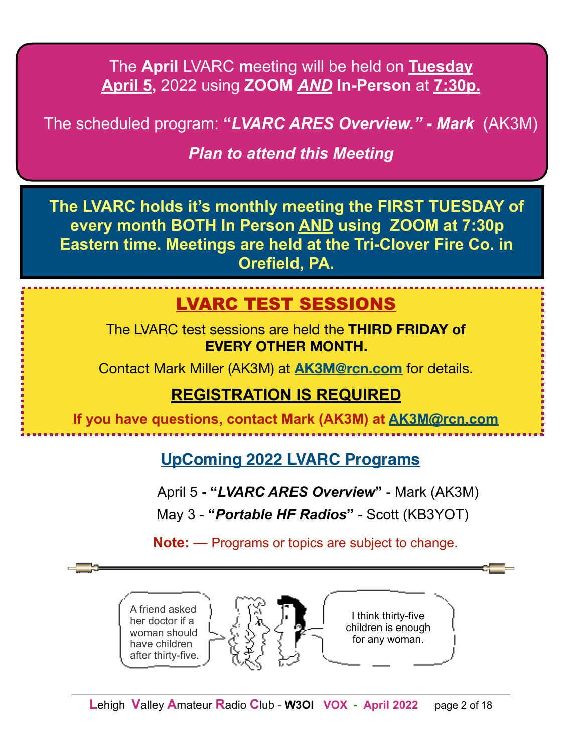The **April** LVARC **m**eeting will be held on **Tuesday April 5,** 2022 using **ZOOM *AND* In-Person** at **7:30p.**

The scheduled program: ***"LVARC ARES Overview." - Mark*** (AK3M)

***Plan to attend this Meeting***

**The LVARC holds it's monthly meeting the FIRST TUESDAY of every month BOTH In Person AND using ZOOM at 7:30p Eastern time. Meetings are held at the Tri-Clover Fire Co. in Orefield, PA.**

## LVARC TEST SESSIONS

The LVARC test sessions are held the **THIRD FRIDAY of EVERY OTHER MONTH.**

Contact Mark Miller (AK3M) at **AK3M@rcn.com** for details.

**REGISTRATION IS REQUIRED**

**If you have questions, contact Mark (AK3M) at AK3M@rcn.com**

## UpComing 2022 LVARC Programs

April 5 **- "*LVARC ARES Overview*"** - Mark (AK3M)

May 3 - **"*Portable HF Radios*"** - Scott (KB3YOT)

**Note:** — Programs or topics are subject to change.

A friend asked her doctor if a woman should have children after thirty-five.

I think thirty-five children is enough for any woman.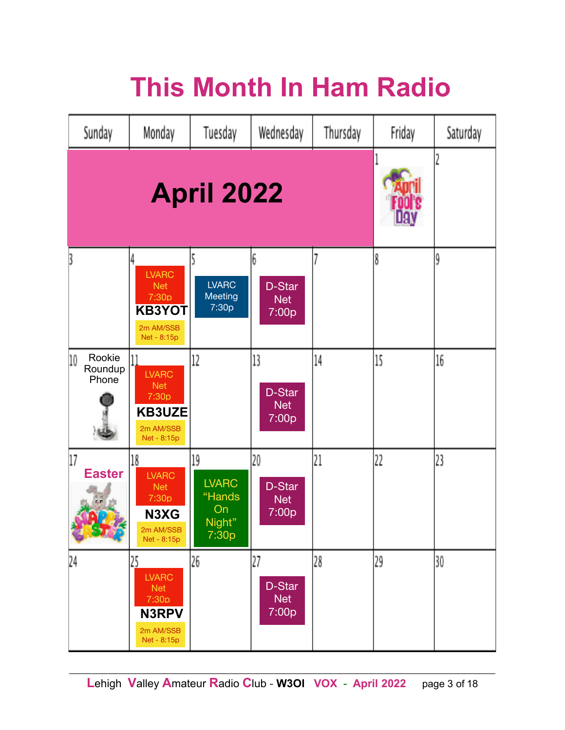# This Month In Ham Radio

## April 2022

| Sunday | Monday | Tuesday | Wednesday | Thursday | Friday | Saturday |
| --- | --- | --- | --- | --- | --- | --- |
| | | | | | 1 April Fool's Day | 2 |
| 3 | 4 LVARC Net 7:30p **KB3YOT** 2m AM/SSB Net - 8:15p | 5 LVARC Meeting 7:30p | 6 D-Star Net 7:00p | 7 | 8 | 9 |
| 10 Rookie Roundup Phone | 11 LVARC Net 7:30p **KB3UZE** 2m AM/SSB Net - 8:15p | 12 | 13 D-Star Net 7:00p | 14 | 15 | 16 |
| 17 **Easter** | 18 LVARC Net 7:30p **N3XG** 2m AM/SSB Net - 8:15p | 19 LVARC "Hands On Night" 7:30p | 20 D-Star Net 7:00p | 21 | 22 | 23 |
| 24 | 25 LVARC Net 7:30p **N3RPV** 2m AM/SSB Net - 8:15p | 26 | 27 D-Star Net 7:00p | 28 | 29 | 30 |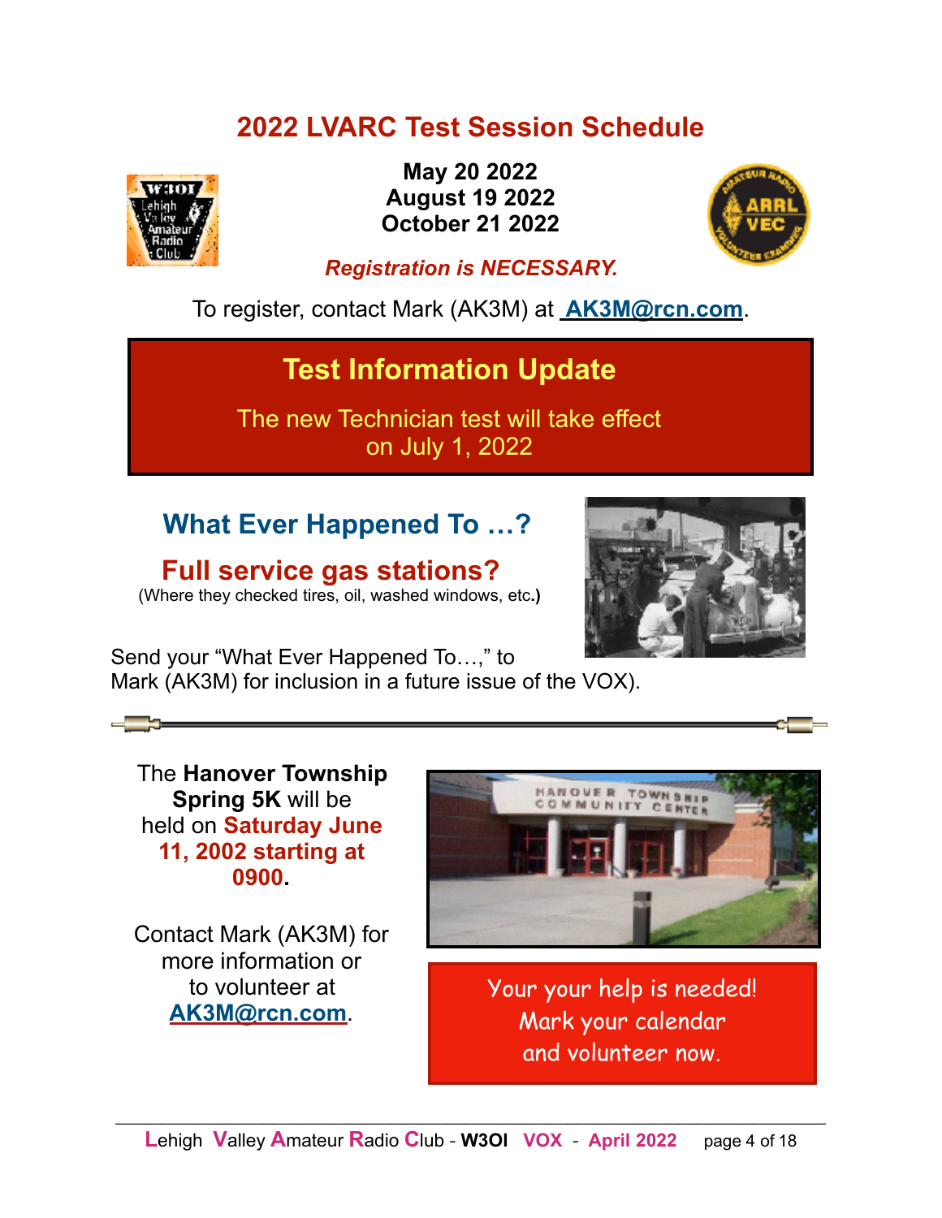# 2022 LVARC Test Session Schedule

**May 20 2022**
**August 19 2022**
**October 21 2022**

***Registration is NECESSARY.***

To register, contact Mark (AK3M) at **AK3M@rcn.com**.

## Test Information Update

The new Technician test will take effect on July 1, 2022

## What Ever Happened To …?

### Full service gas stations?

(Where they checked tires, oil, washed windows, etc.)

Send your "What Ever Happened To…," to Mark (AK3M) for inclusion in a future issue of the VOX).

---

The **Hanover Township Spring 5K** will be held on **Saturday June 11, 2002 starting at 0900.**

Contact Mark (AK3M) for more information or to volunteer at **AK3M@rcn.com**.

Your your help is needed! Mark your calendar and volunteer now.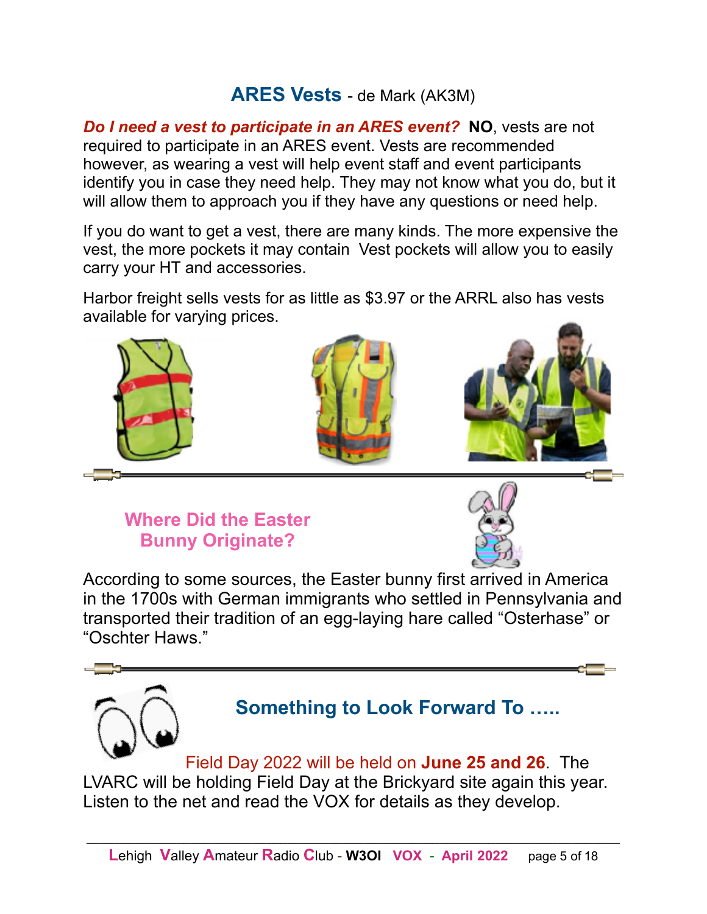## ARES Vests - de Mark (AK3M)

***Do I need a vest to participate in an ARES event?*** **NO**, vests are not required to participate in an ARES event. Vests are recommended however, as wearing a vest will help event staff and event participants identify you in case they need help. They may not know what you do, but it will allow them to approach you if they have any questions or need help.

If you do want to get a vest, there are many kinds. The more expensive the vest, the more pockets it may contain  Vest pockets will allow you to easily carry your HT and accessories.

Harbor freight sells vests for as little as $3.97 or the ARRL also has vests available for varying prices.

---

## Where Did the Easter Bunny Originate?

According to some sources, the Easter bunny first arrived in America in the 1700s with German immigrants who settled in Pennsylvania and transported their tradition of an egg-laying hare called “Osterhase” or “Oschter Haws.”

---

## Something to Look Forward To …..

Field Day 2022 will be held on **June 25 and 26**.  The LVARC will be holding Field Day at the Brickyard site again this year. Listen to the net and read the VOX for details as they develop.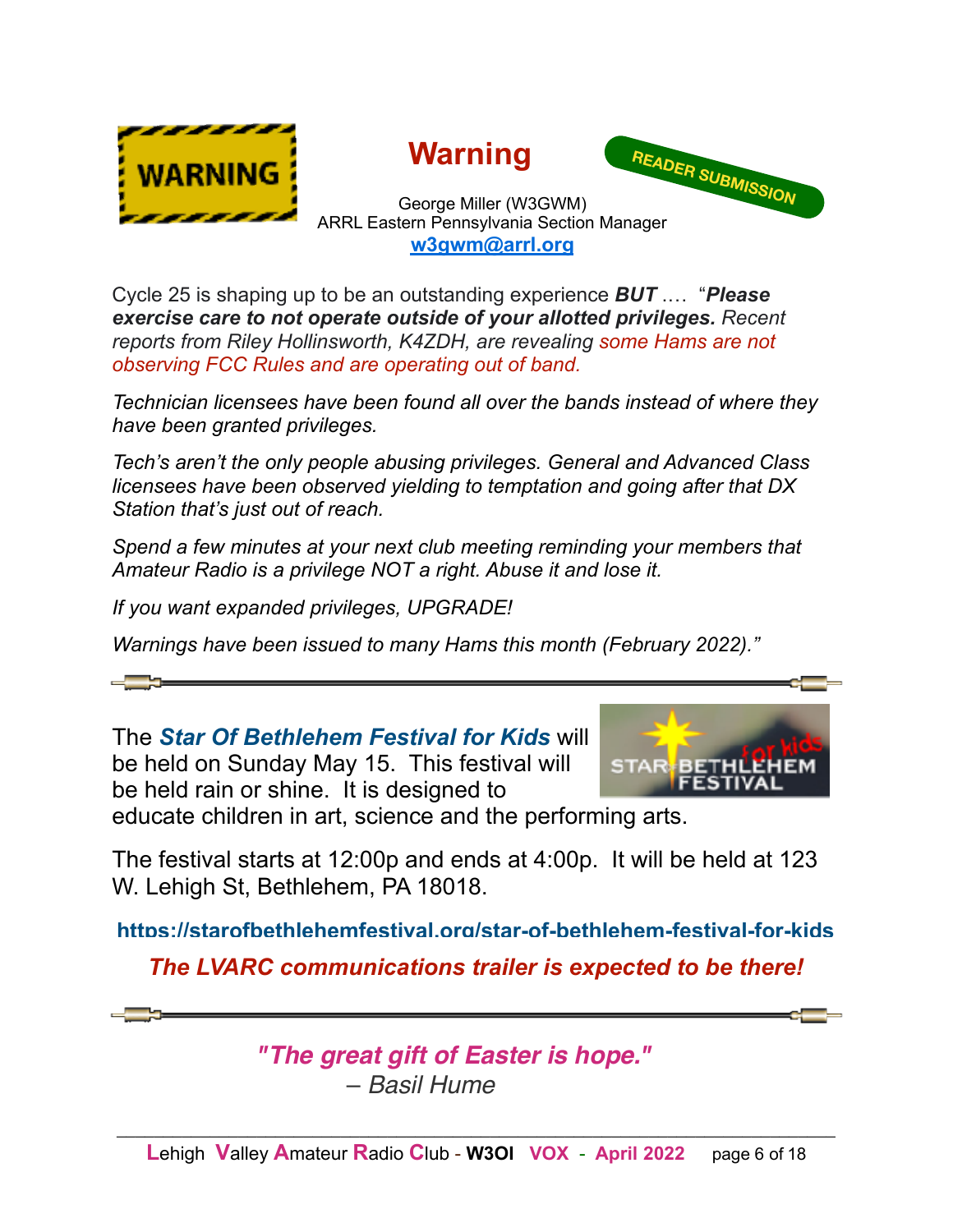# Warning

READER SUBMISSION

George Miller (W3GWM)
ARRL Eastern Pennsylvania Section Manager
**w3gwm@arrl.org**

Cycle 25 is shaping up to be an outstanding experience ***BUT*** …. "***Please exercise care to not operate outside of your allotted privileges.*** *Recent reports from Riley Hollinsworth, K4ZDH, are revealing some Hams are not observing FCC Rules and are operating out of band.*

*Technician licensees have been found all over the bands instead of where they have been granted privileges.*

*Tech's aren't the only people abusing privileges. General and Advanced Class licensees have been observed yielding to temptation and going after that DX Station that's just out of reach.*

*Spend a few minutes at your next club meeting reminding your members that Amateur Radio is a privilege NOT a right. Abuse it and lose it.*

*If you want expanded privileges, UPGRADE!*

*Warnings have been issued to many Hams this month (February 2022)."*

---

The ***Star Of Bethlehem Festival for Kids*** will be held on Sunday May 15. This festival will be held rain or shine. It is designed to educate children in art, science and the performing arts.

The festival starts at 12:00p and ends at 4:00p. It will be held at 123 W. Lehigh St, Bethlehem, PA 18018.

**https://starofbethlehemfestival.org/star-of-bethlehem-festival-for-kids**

***The LVARC communications trailer is expected to be there!***

---

***"The great gift of Easter is hope."***
*– Basil Hume*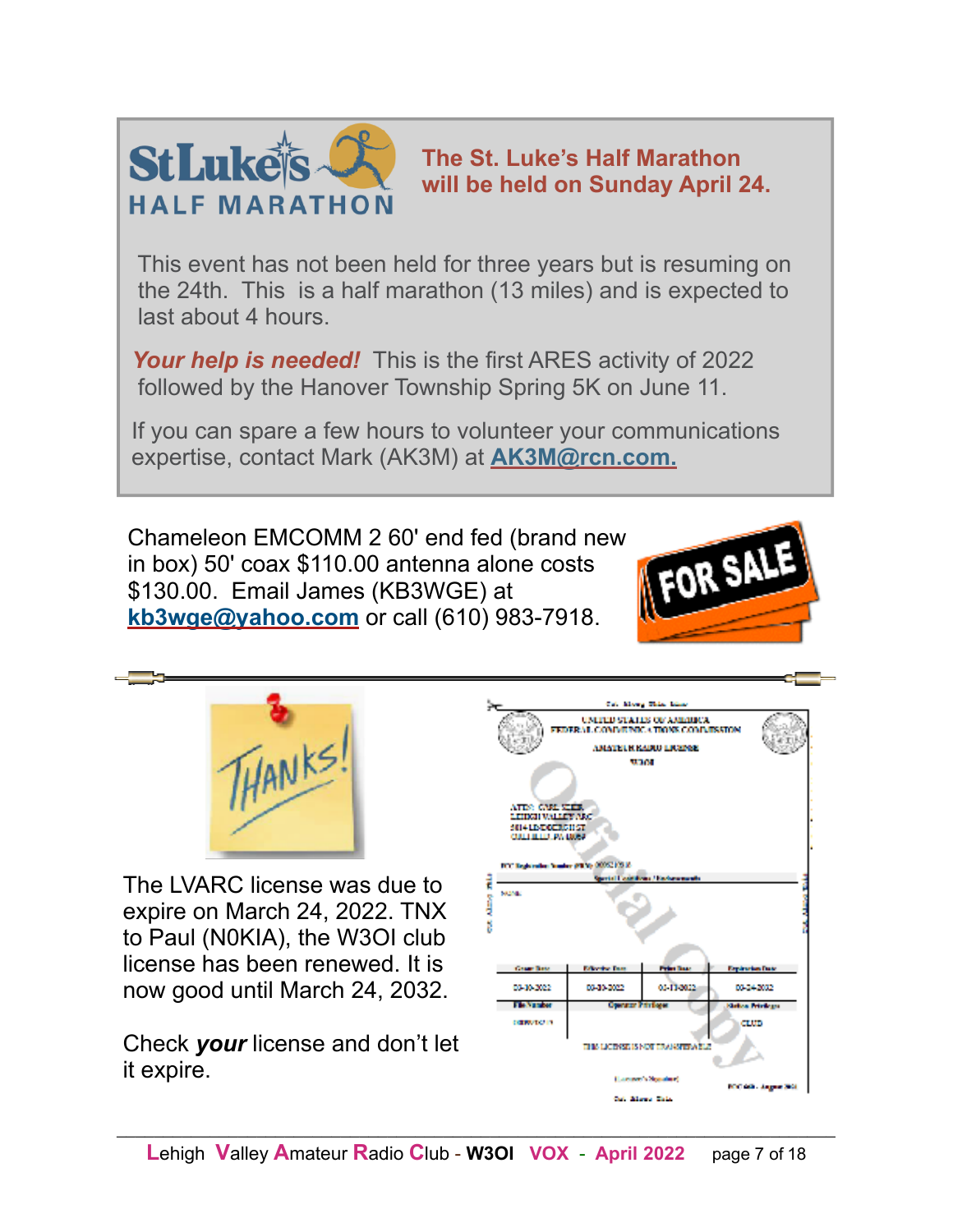**The St. Luke's Half Marathon will be held on Sunday April 24.**

This event has not been held for three years but is resuming on the 24th. This is a half marathon (13 miles) and is expected to last about 4 hours.

***Your help is needed!*** This is the first ARES activity of 2022 followed by the Hanover Township Spring 5K on June 11.

If you can spare a few hours to volunteer your communications expertise, contact Mark (AK3M) at **AK3M@rcn.com.**

Chameleon EMCOMM 2 60' end fed (brand new in box) 50' coax $110.00 antenna alone costs $130.00. Email James (KB3WGE) at **kb3wge@yahoo.com** or call (610) 983-7918.

The LVARC license was due to expire on March 24, 2022. TNX to Paul (N0KIA), the W3OI club license has been renewed. It is now good until March 24, 2032.

Check ***your*** license and don't let it expire.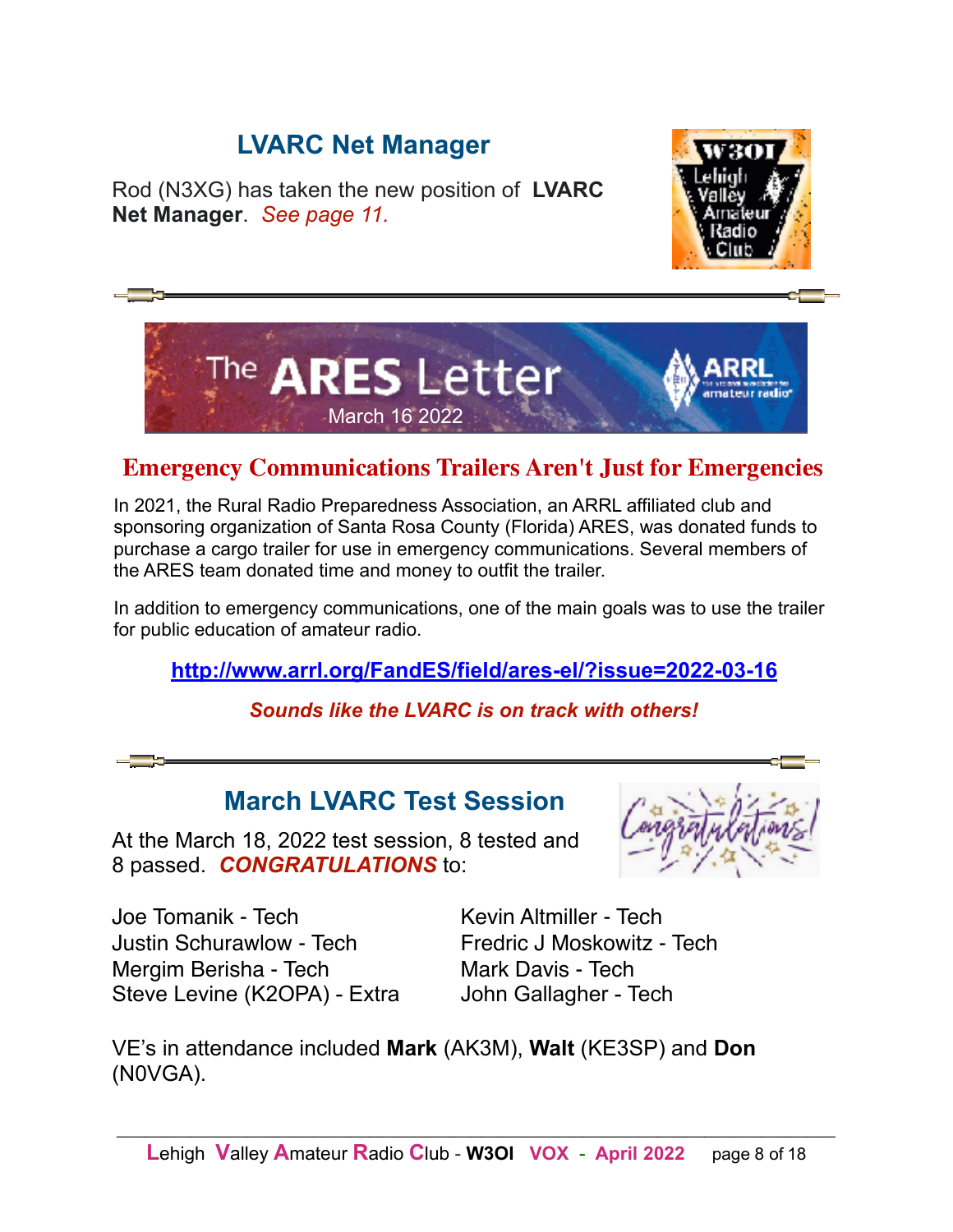## LVARC Net Manager

Rod (N3XG) has taken the new position of **LVARC Net Manager**. *See page 11.*

# The ARES Letter

March 16 2022

## Emergency Communications Trailers Aren't Just for Emergencies

In 2021, the Rural Radio Preparedness Association, an ARRL affiliated club and sponsoring organization of Santa Rosa County (Florida) ARES, was donated funds to purchase a cargo trailer for use in emergency communications. Several members of the ARES team donated time and money to outfit the trailer.

In addition to emergency communications, one of the main goals was to use the trailer for public education of amateur radio.

**http://www.arrl.org/FandES/field/ares-el/?issue=2022-03-16**

***Sounds like the LVARC is on track with others!***

## March LVARC Test Session

At the March 18, 2022 test session, 8 tested and 8 passed. ***CONGRATULATIONS*** to:

Joe Tomanik - Tech
Justin Schurawlow - Tech
Mergim Berisha - Tech
Steve Levine (K2OPA) - Extra
Kevin Altmiller - Tech
Fredric J Moskowitz - Tech
Mark Davis - Tech
John Gallagher - Tech

VE's in attendance included **Mark** (AK3M), **Walt** (KE3SP) and **Don** (N0VGA).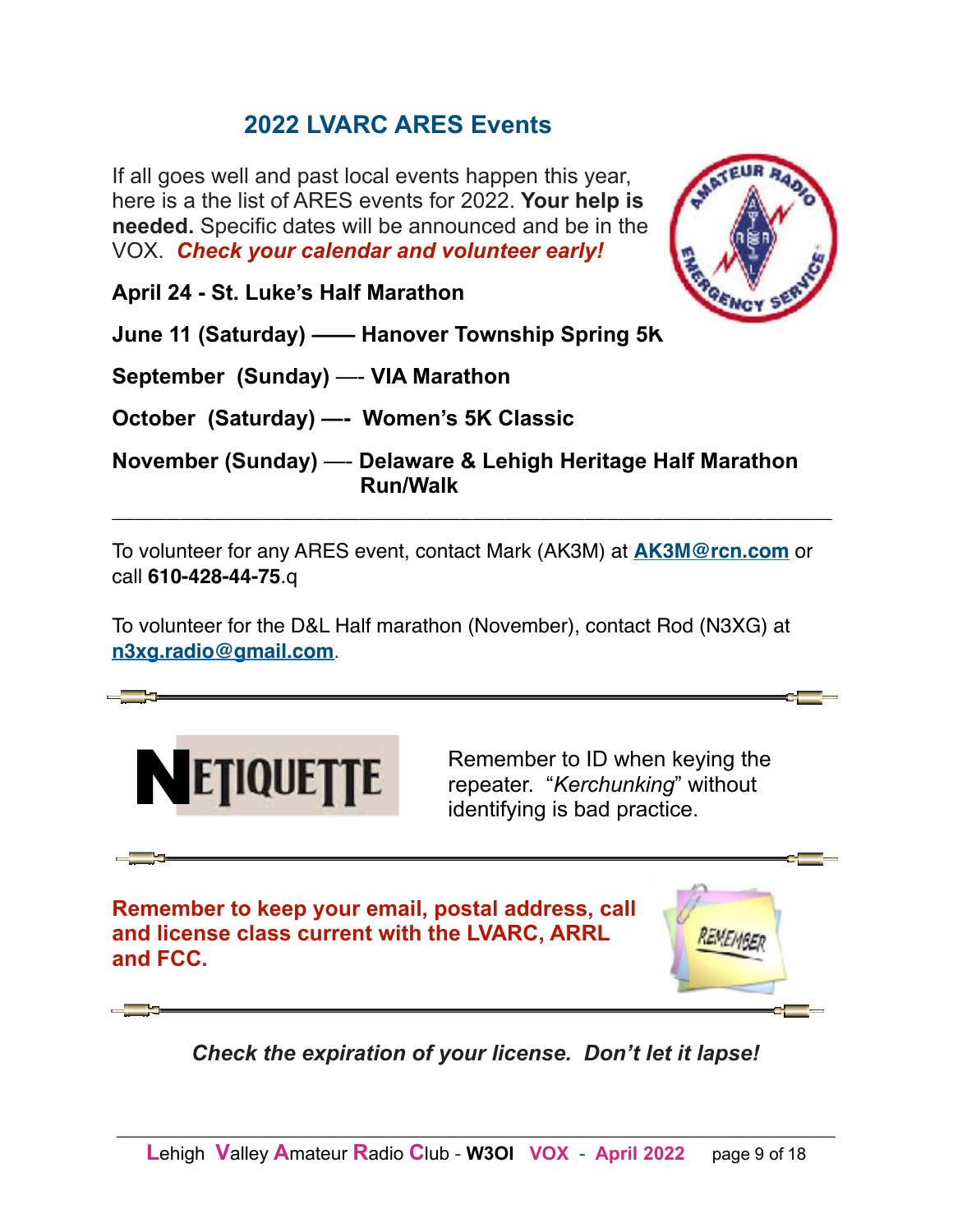## 2022 LVARC ARES Events

If all goes well and past local events happen this year, here is a the list of ARES events for 2022. **Your help is needed.** Specific dates will be announced and be in the VOX. ***Check your calendar and volunteer early!***

**April 24 - St. Luke's Half Marathon**

**June 11 (Saturday) —— Hanover Township Spring 5K**

**September (Sunday) —- VIA Marathon**

**October (Saturday) —- Women's 5K Classic**

**November (Sunday) —- Delaware & Lehigh Heritage Half Marathon Run/Walk**

---

To volunteer for any ARES event, contact Mark (AK3M) at **AK3M@rcn.com** or call **610-428-44-75**.q

To volunteer for the D&L Half marathon (November), contact Rod (N3XG) at **n3xg.radio@gmail.com**.

---

**NETIQUETTE**

Remember to ID when keying the repeater. "*Kerchunking*" without identifying is bad practice.

---

**Remember to keep your email, postal address, call and license class current with the LVARC, ARRL and FCC.**

---

***Check the expiration of your license. Don't let it lapse!***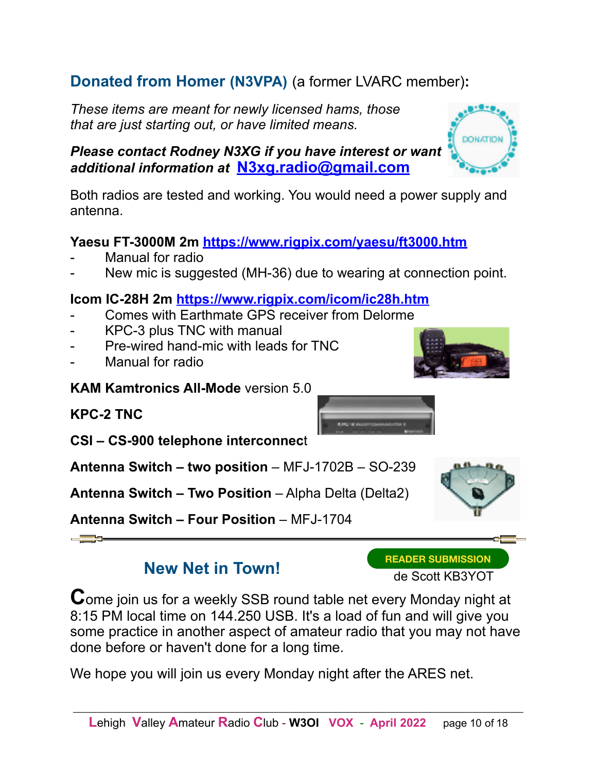## **Donated from Homer (N3VPA)** (a former LVARC member):

*These items are meant for newly licensed hams, those that are just starting out, or have limited means.*

***Please contact Rodney N3XG if you have interest or want additional information at [N3xg.radio@gmail.com](mailto:N3xg.radio@gmail.com)***

Both radios are tested and working. You would need a power supply and antenna.

**Yaesu FT-3000M 2m** [https://www.rigpix.com/yaesu/ft3000.htm](https://www.rigpix.com/yaesu/ft3000.htm)

- Manual for radio
- New mic is suggested (MH-36) due to wearing at connection point.

**Icom IC-28H 2m** [https://www.rigpix.com/icom/ic28h.htm](https://www.rigpix.com/icom/ic28h.htm)

- Comes with Earthmate GPS receiver from Delorme
- KPC-3 plus TNC with manual
- Pre-wired hand-mic with leads for TNC
- Manual for radio

**KAM Kamtronics All-Mode** version 5.0

**KPC-2 TNC**

**CSI – CS-900 telephone interconnec**t

**Antenna Switch – two position** – MFJ-1702B – SO-239

**Antenna Switch – Two Position** – Alpha Delta (Delta2)

**Antenna Switch – Four Position** – MFJ-1704

---

## New Net in Town!

**READER SUBMISSION**

de Scott KB3YOT

Come join us for a weekly SSB round table net every Monday night at 8:15 PM local time on 144.250 USB. It's a load of fun and will give you some practice in another aspect of amateur radio that you may not have done before or haven't done for a long time.

We hope you will join us every Monday night after the ARES net.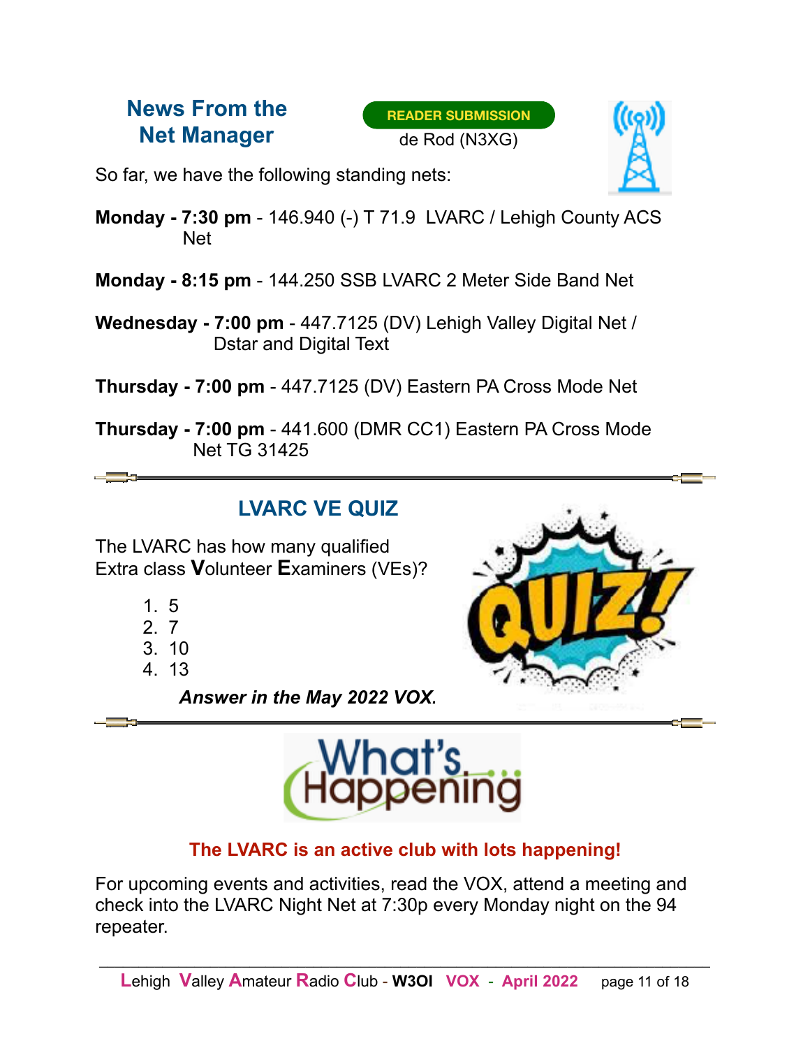## News From the Net Manager

READER SUBMISSION
de Rod (N3XG)

So far, we have the following standing nets:

**Monday - 7:30 pm** - 146.940 (-) T 71.9 LVARC / Lehigh County ACS Net

**Monday - 8:15 pm** - 144.250 SSB LVARC 2 Meter Side Band Net

**Wednesday - 7:00 pm** - 447.7125 (DV) Lehigh Valley Digital Net / Dstar and Digital Text

**Thursday - 7:00 pm** - 447.7125 (DV) Eastern PA Cross Mode Net

**Thursday - 7:00 pm** - 441.600 (DMR CC1) Eastern PA Cross Mode Net TG 31425

---

## LVARC VE QUIZ

The LVARC has how many qualified Extra class **V**olunteer **E**xaminers (VEs)?

1. 5
2. 7
3. 10
4. 13

***Answer in the May 2022 VOX.***

---

## What's Happening

**The LVARC is an active club with lots happening!**

For upcoming events and activities, read the VOX, attend a meeting and check into the LVARC Night Net at 7:30p every Monday night on the 94 repeater.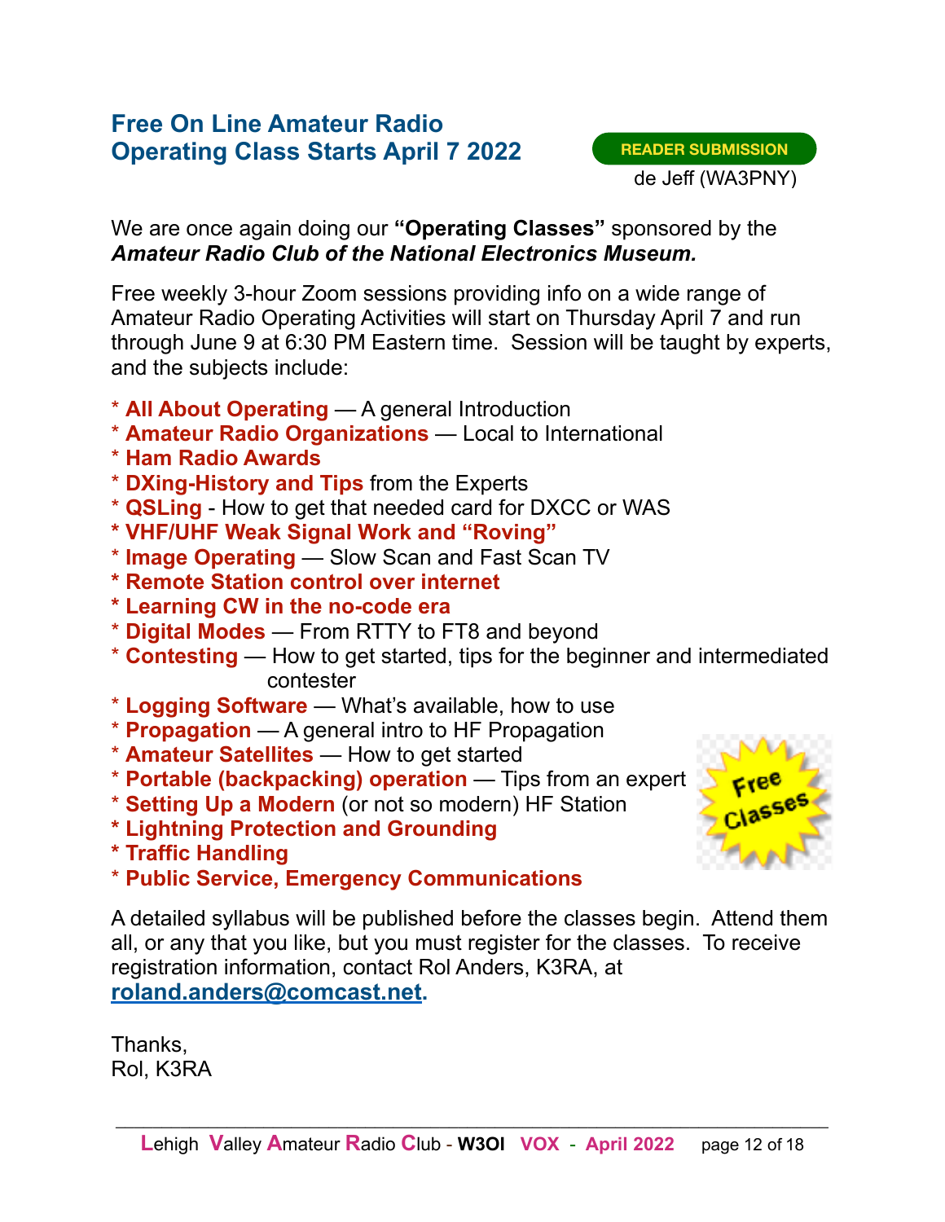## Free On Line Amateur Radio Operating Class Starts April 7 2022

READER SUBMISSION

de Jeff (WA3PNY)

We are once again doing our **"Operating Classes"** sponsored by the ***Amateur Radio Club of the National Electronics Museum.***

Free weekly 3-hour Zoom sessions providing info on a wide range of Amateur Radio Operating Activities will start on Thursday April 7 and run through June 9 at 6:30 PM Eastern time.  Session will be taught by experts, and the subjects include:

* **All About Operating** — A general Introduction
* **Amateur Radio Organizations** — Local to International
* **Ham Radio Awards**
* **DXing-History and Tips** from the Experts
* **QSLing** - How to get that needed card for DXCC or WAS
* **VHF/UHF Weak Signal Work and "Roving"**
* **Image Operating** — Slow Scan and Fast Scan TV
* **Remote Station control over internet**
* **Learning CW in the no-code era**
* **Digital Modes** — From RTTY to FT8 and beyond
* **Contesting** — How to get started, tips for the beginner and intermediated contester
* **Logging Software** — What's available, how to use
* **Propagation** — A general intro to HF Propagation
* **Amateur Satellites** — How to get started
* **Portable (backpacking) operation** — Tips from an expert
* **Setting Up a Modern** (or not so modern) HF Station
* **Lightning Protection and Grounding**
* **Traffic Handling**
* **Public Service, Emergency Communications**

Free Classes

A detailed syllabus will be published before the classes begin.  Attend them all, or any that you like, but you must register for the classes.  To receive registration information, contact Rol Anders, K3RA, at **roland.anders@comcast.net.**

Thanks,
Rol, K3RA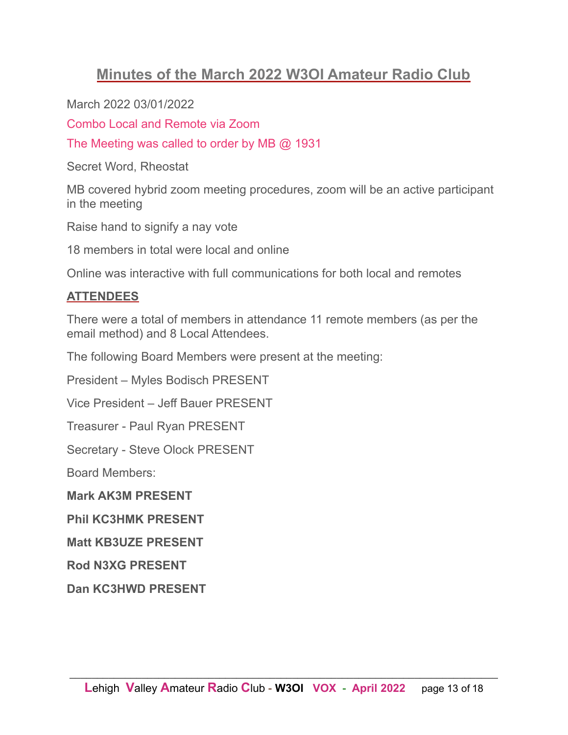# Minutes of the March 2022 W3OI Amateur Radio Club

March 2022 03/01/2022

Combo Local and Remote via Zoom

The Meeting was called to order by MB @ 1931

Secret Word, Rheostat

MB covered hybrid zoom meeting procedures, zoom will be an active participant in the meeting

Raise hand to signify a nay vote

18 members in total were local and online

Online was interactive with full communications for both local and remotes

## ATTENDEES

There were a total of members in attendance 11 remote members (as per the email method) and 8 Local Attendees.

The following Board Members were present at the meeting:

President – Myles Bodisch PRESENT

Vice President – Jeff Bauer PRESENT

Treasurer - Paul Ryan PRESENT

Secretary - Steve Olock PRESENT

Board Members:

**Mark AK3M PRESENT**

**Phil KC3HMK PRESENT**

**Matt KB3UZE PRESENT**

**Rod N3XG PRESENT**

**Dan KC3HWD PRESENT**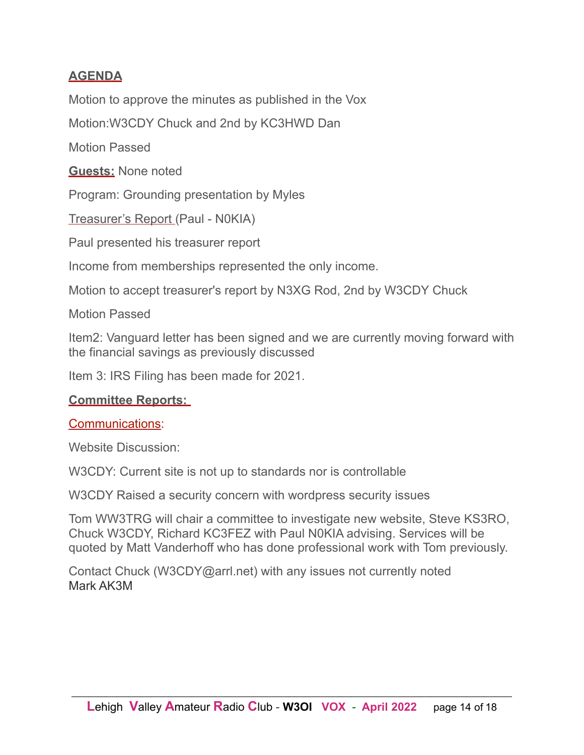**AGENDA**

Motion to approve the minutes as published in the Vox

Motion:W3CDY Chuck and 2nd by KC3HWD Dan

Motion Passed

**Guests:** None noted

Program: Grounding presentation by Myles

Treasurer's Report (Paul - N0KIA)

Paul presented his treasurer report

Income from memberships represented the only income.

Motion to accept treasurer's report by N3XG Rod, 2nd by W3CDY Chuck

Motion Passed

Item2: Vanguard letter has been signed and we are currently moving forward with the financial savings as previously discussed

Item 3: IRS Filing has been made for 2021.

**Committee Reports:**

Communications:

Website Discussion:

W3CDY: Current site is not up to standards nor is controllable

W3CDY Raised a security concern with wordpress security issues

Tom WW3TRG will chair a committee to investigate new website, Steve KS3RO, Chuck W3CDY, Richard KC3FEZ with Paul N0KIA advising. Services will be quoted by Matt Vanderhoff who has done professional work with Tom previously.

Contact Chuck (W3CDY@arrl.net) with any issues not currently noted
Mark AK3M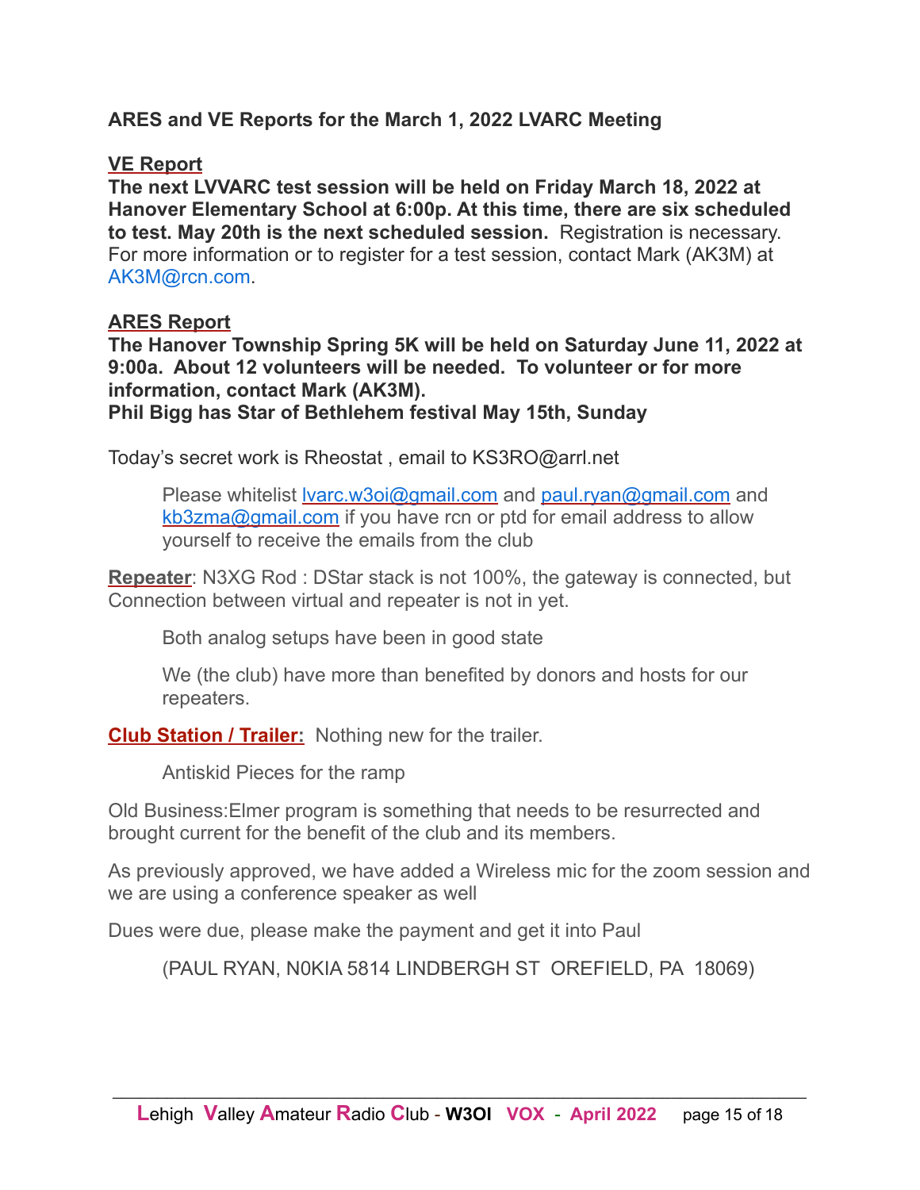**ARES and VE Reports for the March 1, 2022 LVARC Meeting**

**VE Report**

**The next LVVARC test session will be held on Friday March 18, 2022 at Hanover Elementary School at 6:00p. At this time, there are six scheduled to test. May 20th is the next scheduled session.** Registration is necessary. For more information or to register for a test session, contact Mark (AK3M) at AK3M@rcn.com.

**ARES Report**

**The Hanover Township Spring 5K will be held on Saturday June 11, 2022 at 9:00a. About 12 volunteers will be needed. To volunteer or for more information, contact Mark (AK3M).**
**Phil Bigg has Star of Bethlehem festival May 15th, Sunday**

Today's secret work is Rheostat , email to KS3RO@arrl.net

> Please whitelist lvarc.w3oi@gmail.com and paul.ryan@gmail.com and kb3zma@gmail.com if you have rcn or ptd for email address to allow yourself to receive the emails from the club

**Repeater**: N3XG Rod : DStar stack is not 100%, the gateway is connected, but Connection between virtual and repeater is not in yet.

> Both analog setups have been in good state
>
> We (the club) have more than benefited by donors and hosts for our repeaters.

**Club Station / Trailer:** Nothing new for the trailer.

> Antiskid Pieces for the ramp

Old Business:Elmer program is something that needs to be resurrected and brought current for the benefit of the club and its members.

As previously approved, we have added a Wireless mic for the zoom session and we are using a conference speaker as well

Dues were due, please make the payment and get it into Paul

> (PAUL RYAN, N0KIA 5814 LINDBERGH ST OREFIELD, PA 18069)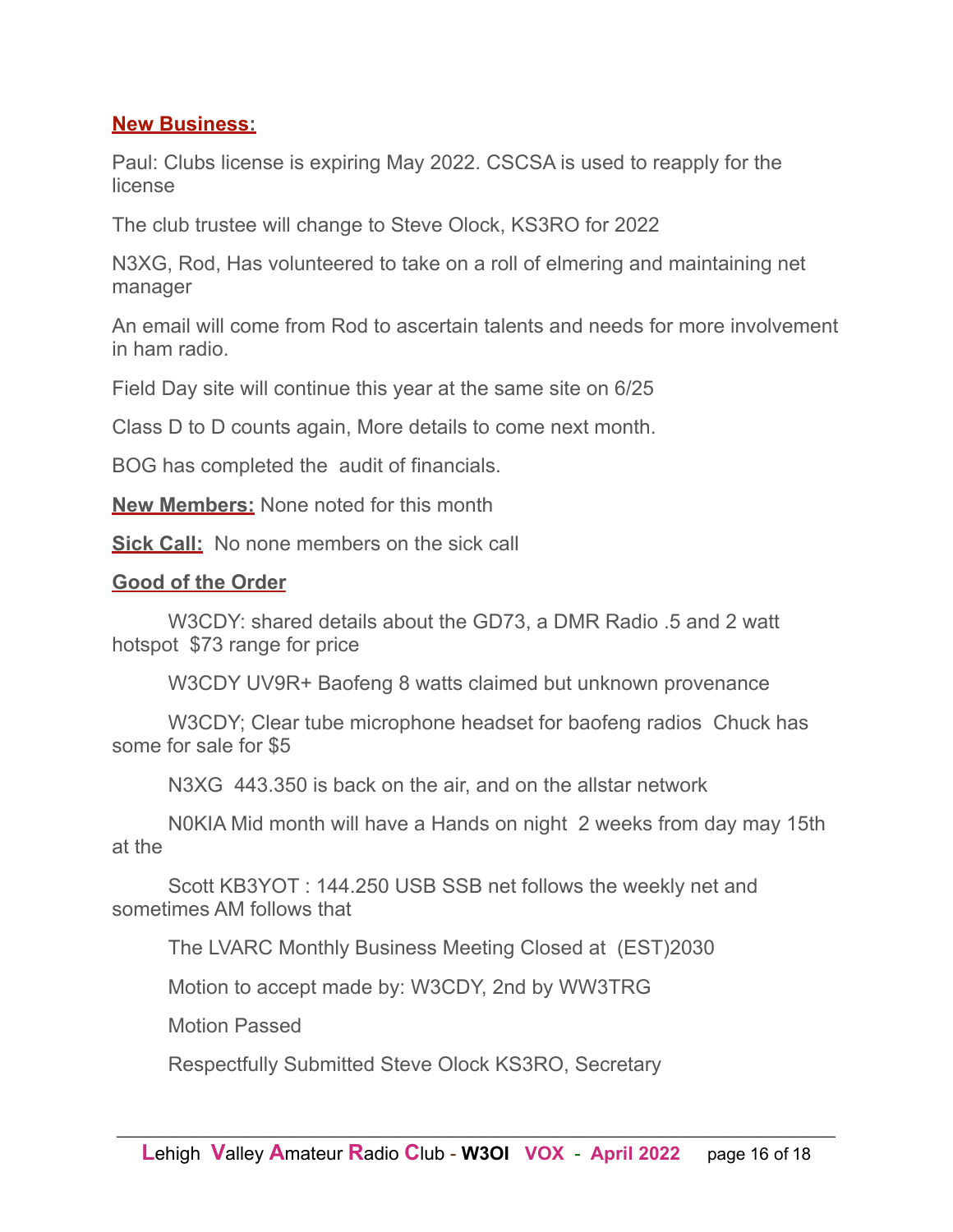**New Business:**

Paul: Clubs license is expiring May 2022. CSCSA is used to reapply for the license

The club trustee will change to Steve Olock, KS3RO for 2022

N3XG, Rod, Has volunteered to take on a roll of elmering and maintaining net manager

An email will come from Rod to ascertain talents and needs for more involvement in ham radio.

Field Day site will continue this year at the same site on 6/25

Class D to D counts again, More details to come next month.

BOG has completed the audit of financials.

**New Members:** None noted for this month

**Sick Call:** No none members on the sick call

**Good of the Order**

W3CDY: shared details about the GD73, a DMR Radio .5 and 2 watt hotspot $73 range for price

W3CDY UV9R+ Baofeng 8 watts claimed but unknown provenance

W3CDY; Clear tube microphone headset for baofeng radios Chuck has some for sale for $5

N3XG 443.350 is back on the air, and on the allstar network

N0KIA Mid month will have a Hands on night 2 weeks from day may 15th at the

Scott KB3YOT : 144.250 USB SSB net follows the weekly net and sometimes AM follows that

The LVARC Monthly Business Meeting Closed at (EST)2030

Motion to accept made by: W3CDY, 2nd by WW3TRG

Motion Passed

Respectfully Submitted Steve Olock KS3RO, Secretary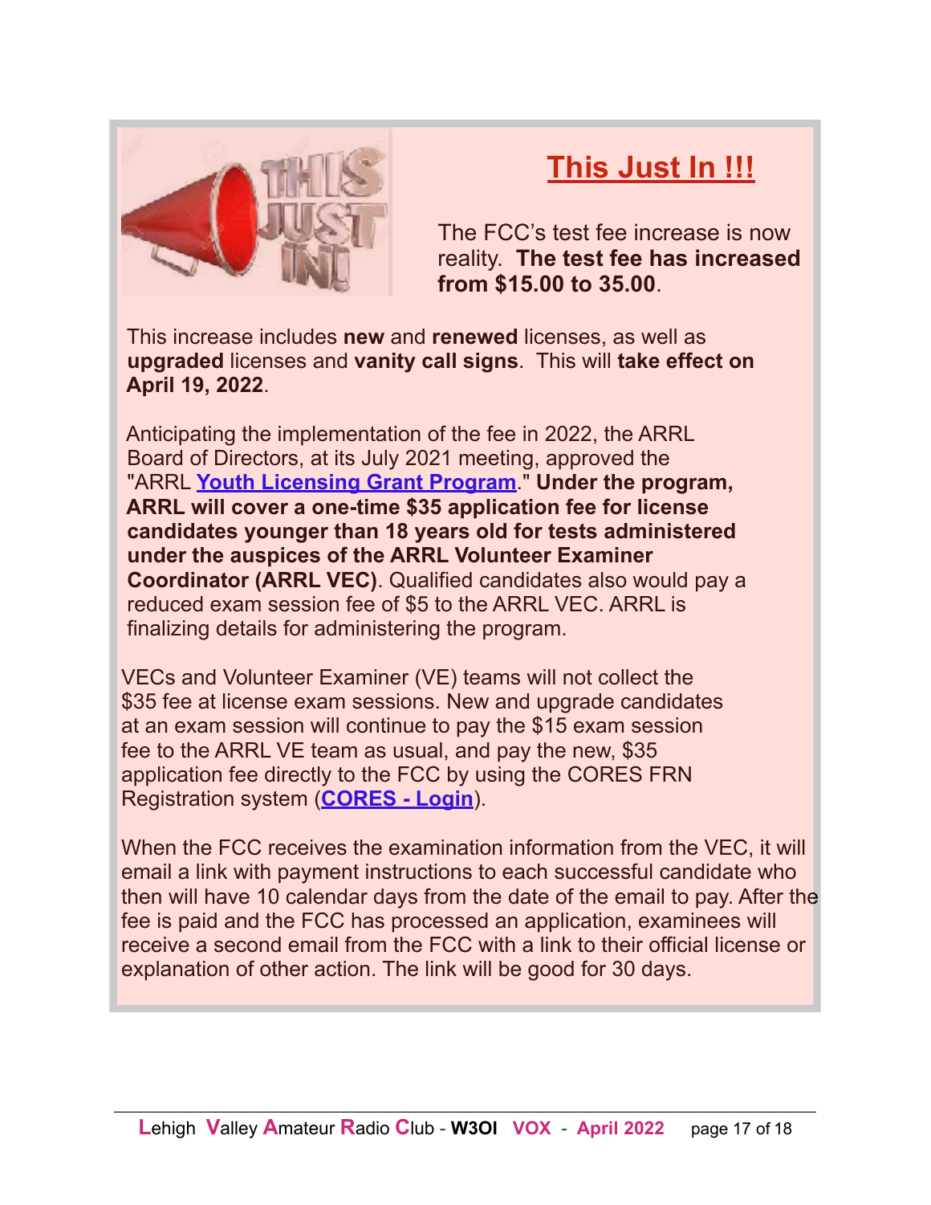# This Just In !!!

The FCC's test fee increase is now reality. **The test fee has increased from $15.00 to 35.00**.

This increase includes **new** and **renewed** licenses, as well as **upgraded** licenses and **vanity call signs**. This will **take effect on April 19, 2022**.

Anticipating the implementation of the fee in 2022, the ARRL Board of Directors, at its July 2021 meeting, approved the "ARRL **Youth Licensing Grant Program**." **Under the program, ARRL will cover a one-time $35 application fee for license candidates younger than 18 years old for tests administered under the auspices of the ARRL Volunteer Examiner Coordinator (ARRL VEC)**. Qualified candidates also would pay a reduced exam session fee of $5 to the ARRL VEC. ARRL is finalizing details for administering the program.

VECs and Volunteer Examiner (VE) teams will not collect the $35 fee at license exam sessions. New and upgrade candidates at an exam session will continue to pay the $15 exam session fee to the ARRL VE team as usual, and pay the new, $35 application fee directly to the FCC by using the CORES FRN Registration system (**CORES - Login**).

When the FCC receives the examination information from the VEC, it will email a link with payment instructions to each successful candidate who then will have 10 calendar days from the date of the email to pay. After the fee is paid and the FCC has processed an application, examinees will receive a second email from the FCC with a link to their official license or explanation of other action. The link will be good for 30 days.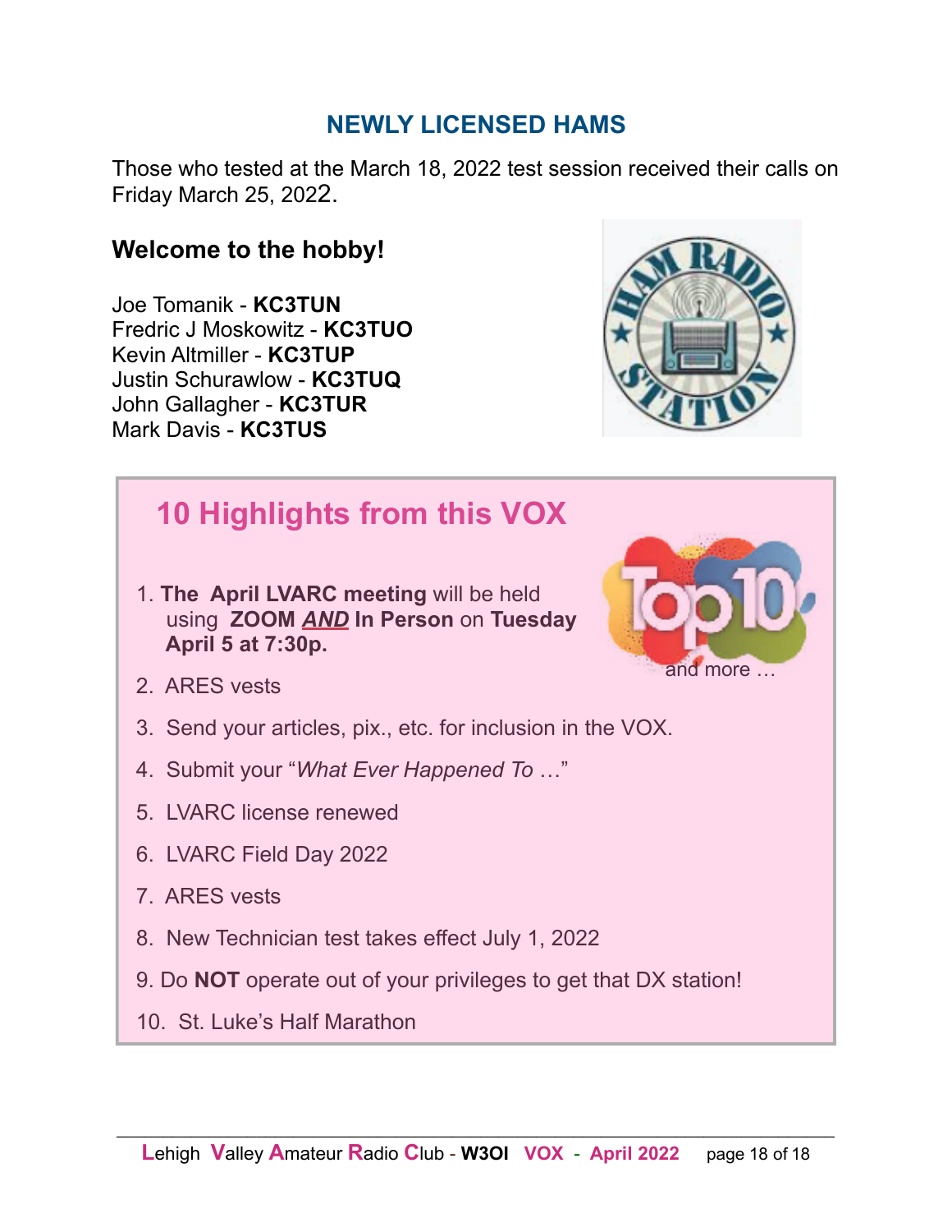## NEWLY LICENSED HAMS

Those who tested at the March 18, 2022 test session received their calls on Friday March 25, 2022.

### Welcome to the hobby!

Joe Tomanik - **KC3TUN**
Fredric J Moskowitz - **KC3TUO**
Kevin Altmiller - **KC3TUP**
Justin Schurawlow - **KC3TUQ**
John Gallagher - **KC3TUR**
Mark Davis - **KC3TUS**

## 10 Highlights from this VOX

and more …

1. **The April LVARC meeting** will be held using **ZOOM *AND* In Person** on **Tuesday April 5 at 7:30p.**
2. ARES vests
3. Send your articles, pix., etc. for inclusion in the VOX.
4. Submit your "*What Ever Happened To …*"
5. LVARC license renewed
6. LVARC Field Day 2022
7. ARES vests
8. New Technician test takes effect July 1, 2022
9. Do **NOT** operate out of your privileges to get that DX station!
10. St. Luke's Half Marathon